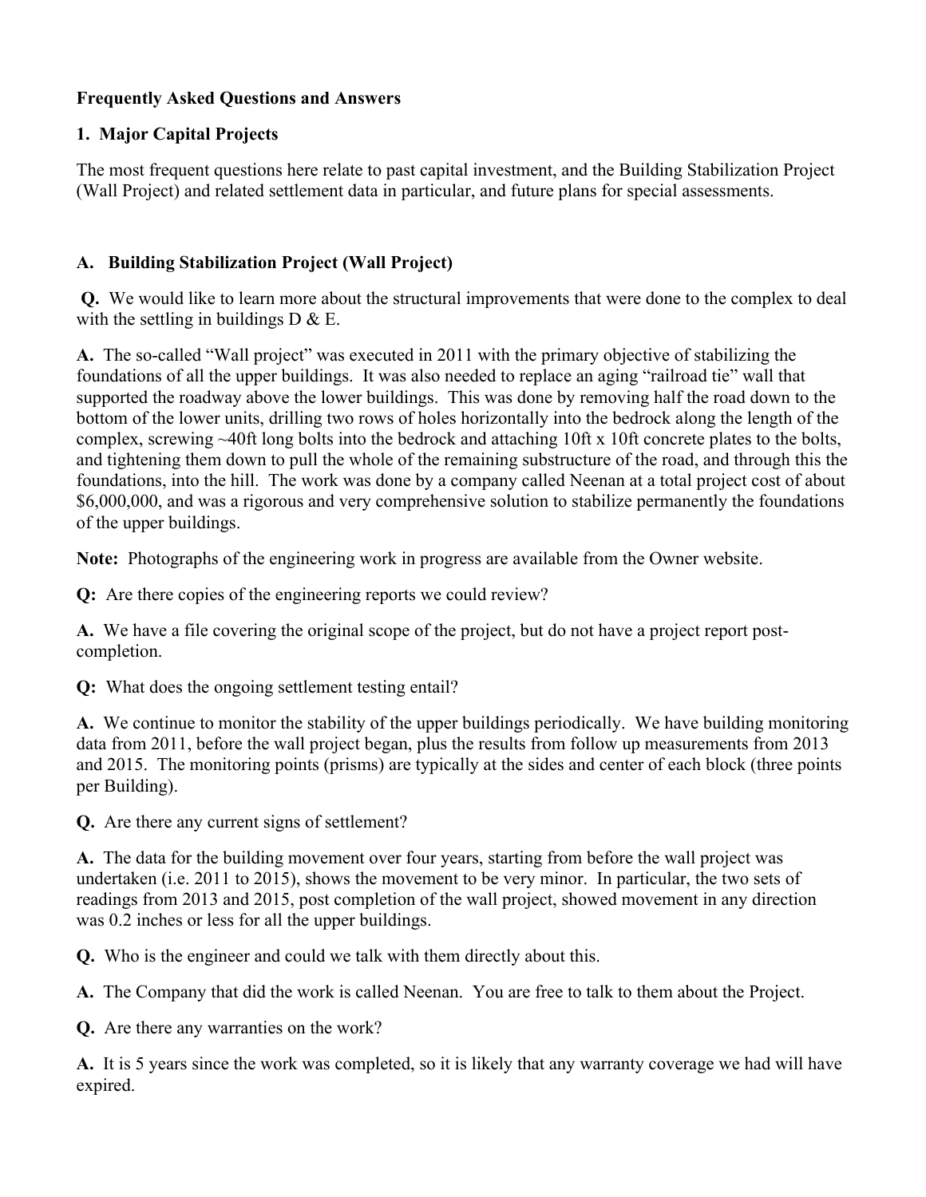**Frequently Asked Questions and Answers**

**1. Major Capital Projects**

The most frequent questions here relate to past capital investment, and the Building Stabilization Project (Wall Project) and related settlement data in particular, and future plans for special assessments.

**A. Building Stabilization Project (Wall Project)**

**Q.** We would like to learn more about the structural improvements that were done to the complex to deal with the settling in buildings D & E.

**A.** The so-called "Wall project" was executed in 2011 with the primary objective of stabilizing the foundations of all the upper buildings. It was also needed to replace an aging "railroad tie" wall that supported the roadway above the lower buildings. This was done by removing half the road down to the bottom of the lower units, drilling two rows of holes horizontally into the bedrock along the length of the complex, screwing ~40ft long bolts into the bedrock and attaching 10ft x 10ft concrete plates to the bolts, and tightening them down to pull the whole of the remaining substructure of the road, and through this the foundations, into the hill. The work was done by a company called Neenan at a total project cost of about $6,000,000, and was a rigorous and very comprehensive solution to stabilize permanently the foundations of the upper buildings.

**Note:** Photographs of the engineering work in progress are available from the Owner website.

**Q:** Are there copies of the engineering reports we could review?

**A.** We have a file covering the original scope of the project, but do not have a project report post-completion.

**Q:** What does the ongoing settlement testing entail?

**A.** We continue to monitor the stability of the upper buildings periodically. We have building monitoring data from 2011, before the wall project began, plus the results from follow up measurements from 2013 and 2015. The monitoring points (prisms) are typically at the sides and center of each block (three points per Building).

**Q.** Are there any current signs of settlement?

**A.** The data for the building movement over four years, starting from before the wall project was undertaken (i.e. 2011 to 2015), shows the movement to be very minor. In particular, the two sets of readings from 2013 and 2015, post completion of the wall project, showed movement in any direction was 0.2 inches or less for all the upper buildings.

**Q.** Who is the engineer and could we talk with them directly about this.

**A.** The Company that did the work is called Neenan. You are free to talk to them about the Project.

**Q.** Are there any warranties on the work?

**A.** It is 5 years since the work was completed, so it is likely that any warranty coverage we had will have expired.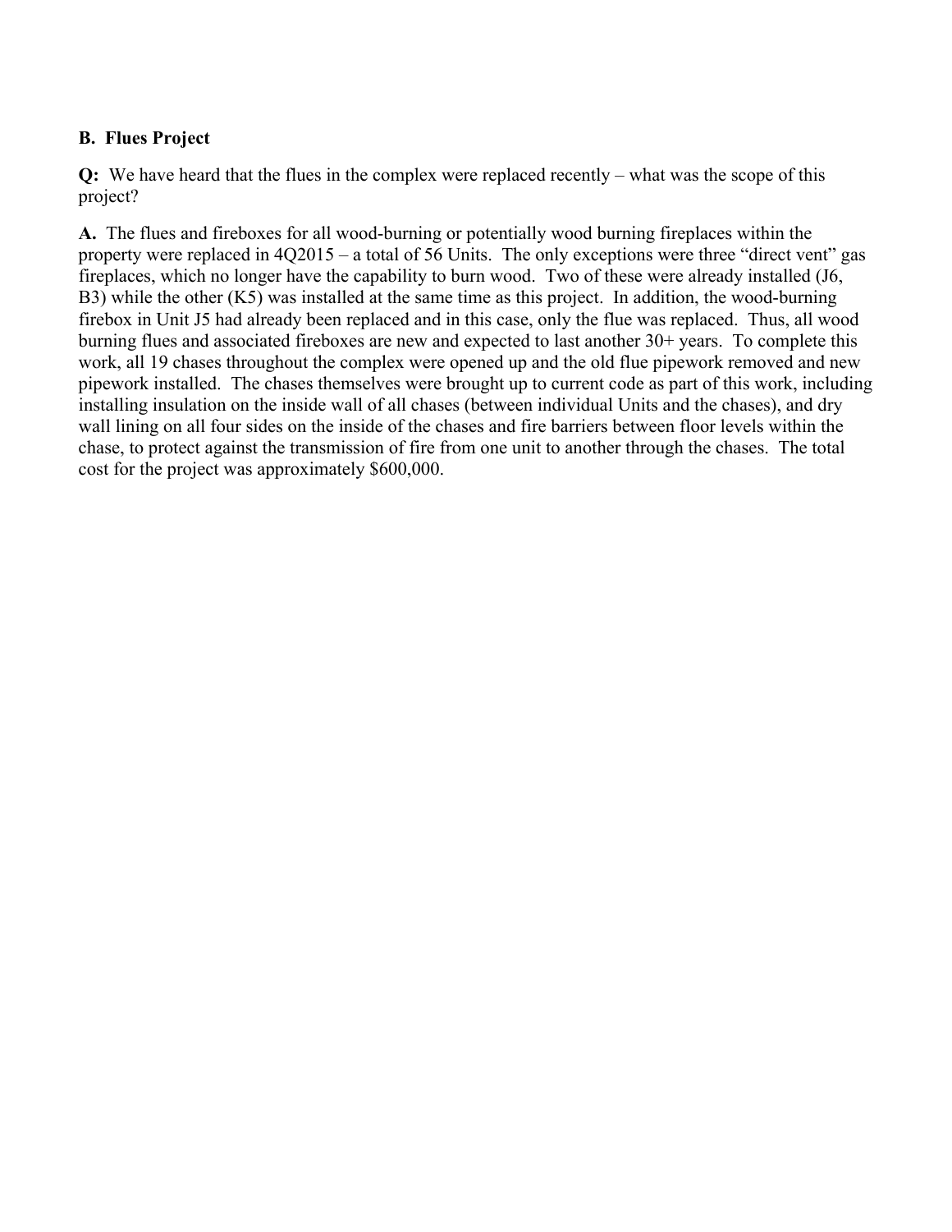### B. Flues Project

**Q:** We have heard that the flues in the complex were replaced recently – what was the scope of this project?

**A.** The flues and fireboxes for all wood-burning or potentially wood burning fireplaces within the property were replaced in 4Q2015 – a total of 56 Units. The only exceptions were three "direct vent" gas fireplaces, which no longer have the capability to burn wood. Two of these were already installed (J6, B3) while the other (K5) was installed at the same time as this project. In addition, the wood-burning firebox in Unit J5 had already been replaced and in this case, only the flue was replaced. Thus, all wood burning flues and associated fireboxes are new and expected to last another 30+ years. To complete this work, all 19 chases throughout the complex were opened up and the old flue pipework removed and new pipework installed. The chases themselves were brought up to current code as part of this work, including installing insulation on the inside wall of all chases (between individual Units and the chases), and dry wall lining on all four sides on the inside of the chases and fire barriers between floor levels within the chase, to protect against the transmission of fire from one unit to another through the chases. The total cost for the project was approximately $600,000.